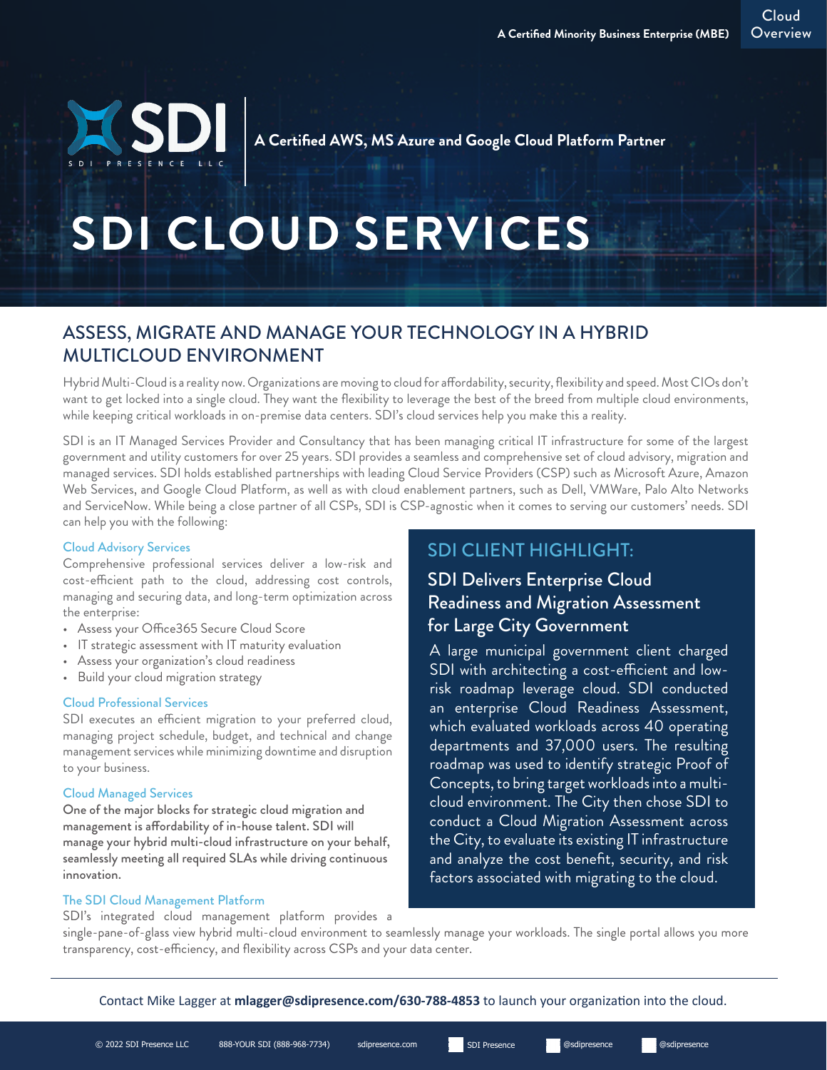A Certified Minority Business Enterprise (MBE)

Cloud Overview

SDI

SDI PRESENCE LLC

A Certified AWS, MS Azure and Google Cloud Platform Partner

# SDI CLOUD SERVICES

## ASSESS, MIGRATE AND MANAGE YOUR TECHNOLOGY IN A HYBRID MULTICLOUD ENVIRONMENT

Hybrid Multi-Cloud is a reality now. Organizations are moving to cloud for affordability, security, flexibility and speed. Most CIOs don't want to get locked into a single cloud. They want the flexibility to leverage the best of the breed from multiple cloud environments, while keeping critical workloads in on-premise data centers. SDI's cloud services help you make this a reality.

SDI is an IT Managed Services Provider and Consultancy that has been managing critical IT infrastructure for some of the largest government and utility customers for over 25 years. SDI provides a seamless and comprehensive set of cloud advisory, migration and managed services. SDI holds established partnerships with leading Cloud Service Providers (CSP) such as Microsoft Azure, Amazon Web Services, and Google Cloud Platform, as well as with cloud enablement partners, such as Dell, VMWare, Palo Alto Networks and ServiceNow. While being a close partner of all CSPs, SDI is CSP-agnostic when it comes to serving our customers' needs. SDI can help you with the following:

### Cloud Advisory Services

Comprehensive professional services deliver a low-risk and cost-efficient path to the cloud, addressing cost controls, managing and securing data, and long-term optimization across the enterprise:

- Assess your Office365 Secure Cloud Score
- IT strategic assessment with IT maturity evaluation
- Assess your organization's cloud readiness
- Build your cloud migration strategy

### Cloud Professional Services

SDI executes an efficient migration to your preferred cloud, managing project schedule, budget, and technical and change management services while minimizing downtime and disruption to your business.

### Cloud Managed Services

**One of the major blocks for strategic cloud migration and management is affordability of in-house talent. SDI will manage your hybrid multi-cloud infrastructure on your behalf, seamlessly meeting all required SLAs while driving continuous innovation.**

### The SDI Cloud Management Platform

SDI's integrated cloud management platform provides a single-pane-of-glass view hybrid multi-cloud environment to seamlessly manage your workloads. The single portal allows you more transparency, cost-efficiency, and flexibility across CSPs and your data center.

## SDI CLIENT HIGHLIGHT:

### SDI Delivers Enterprise Cloud Readiness and Migration Assessment for Large City Government

A large municipal government client charged SDI with architecting a cost-efficient and low-risk roadmap leverage cloud. SDI conducted an enterprise Cloud Readiness Assessment, which evaluated workloads across 40 operating departments and 37,000 users. The resulting roadmap was used to identify strategic Proof of Concepts, to bring target workloads into a multi-cloud environment. The City then chose SDI to conduct a Cloud Migration Assessment across the City, to evaluate its existing IT infrastructure and analyze the cost benefit, security, and risk factors associated with migrating to the cloud.

---

Contact Mike Lagger at **mlagger@sdipresence.com/630-788-4853** to launch your organization into the cloud.

© 2022 SDI Presence LLC | 888-YOUR SDI (888-968-7734) | sdipresence.com | SDI Presence | @sdipresence | @sdipresence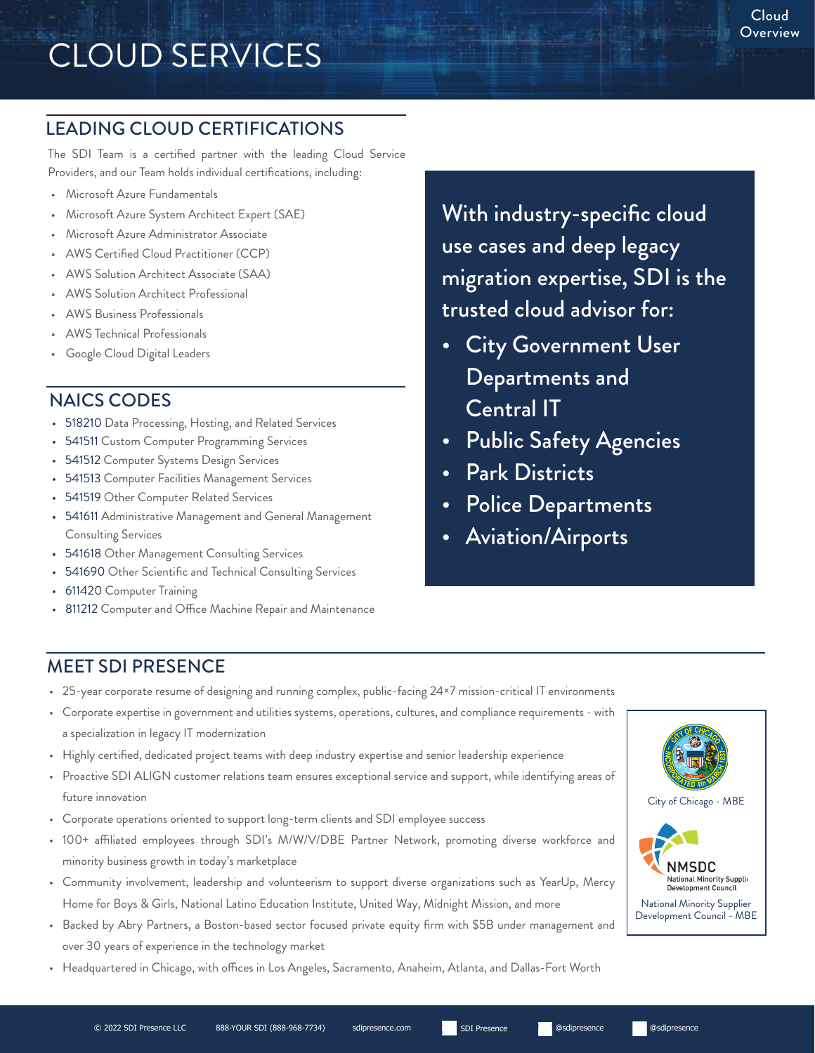# CLOUD SERVICES

## LEADING CLOUD CERTIFICATIONS

The SDI Team is a certified partner with the leading Cloud Service Providers, and our Team holds individual certifications, including:

- Microsoft Azure Fundamentals
- Microsoft Azure System Architect Expert (SAE)
- Microsoft Azure Administrator Associate
- AWS Certified Cloud Practitioner (CCP)
- AWS Solution Architect Associate (SAA)
- AWS Solution Architect Professional
- AWS Business Professionals
- AWS Technical Professionals
- Google Cloud Digital Leaders

## NAICS CODES

- 518210 Data Processing, Hosting, and Related Services
- 541511 Custom Computer Programming Services
- 541512 Computer Systems Design Services
- 541513 Computer Facilities Management Services
- 541519 Other Computer Related Services
- 541611 Administrative Management and General Management Consulting Services
- 541618 Other Management Consulting Services
- 541690 Other Scientific and Technical Consulting Services
- 611420 Computer Training
- 811212 Computer and Office Machine Repair and Maintenance

With industry-specific cloud use cases and deep legacy migration expertise, SDI is the trusted cloud advisor for:

- City Government User Departments and Central IT
- Public Safety Agencies
- Park Districts
- Police Departments
- Aviation/Airports

## MEET SDI PRESENCE

- 25-year corporate resume of designing and running complex, public-facing 24×7 mission-critical IT environments
- Corporate expertise in government and utilities systems, operations, cultures, and compliance requirements - with a specialization in legacy IT modernization
- Highly certified, dedicated project teams with deep industry expertise and senior leadership experience
- Proactive SDI ALIGN customer relations team ensures exceptional service and support, while identifying areas of future innovation
- Corporate operations oriented to support long-term clients and SDI employee success
- 100+ affiliated employees through SDI's M/W/V/DBE Partner Network, promoting diverse workforce and minority business growth in today's marketplace
- Community involvement, leadership and volunteerism to support diverse organizations such as YearUp, Mercy Home for Boys & Girls, National Latino Education Institute, United Way, Midnight Mission, and more
- Backed by Abry Partners, a Boston-based sector focused private equity firm with $5B under management and over 30 years of experience in the technology market
- Headquartered in Chicago, with offices in Los Angeles, Sacramento, Anaheim, Atlanta, and Dallas-Fort Worth

City of Chicago - MBE

National Minority Supplier Development Council - MBE

© 2022 SDI Presence LLC 888-YOUR SDI (888-968-7734) sdipresence.com SDI Presence @sdipresence @sdipresence